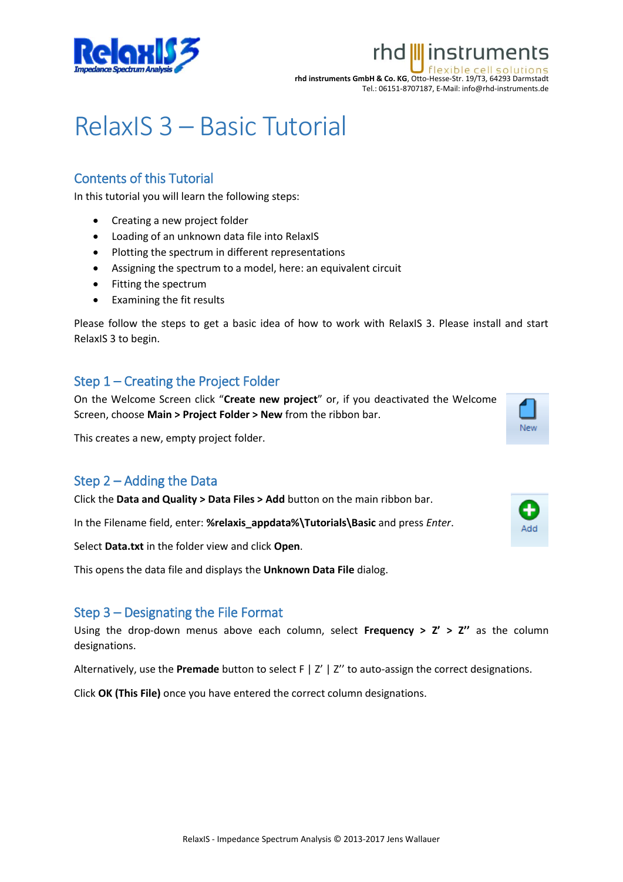# RelaxIS 3 – Basic Tutorial

## Contents of this Tutorial

In this tutorial you will learn the following steps:

- Creating a new project folder
- Loading of an unknown data file into RelaxIS
- Plotting the spectrum in different representations
- Assigning the spectrum to a model, here: an equivalent circuit
- Fitting the spectrum
- Examining the fit results

Please follow the steps to get a basic idea of how to work with RelaxIS 3. Please install and start RelaxIS 3 to begin.

## Step 1 – Creating the Project Folder

On the Welcome Screen click "**Create new project**" or, if you deactivated the Welcome Screen, choose **Main > Project Folder > New** from the ribbon bar.

This creates a new, empty project folder.

## Step 2 – Adding the Data

Click the **Data and Quality > Data Files > Add** button on the main ribbon bar.

In the Filename field, enter: **%relaxis_appdata%\Tutorials\Basic** and press *Enter*.

Select **Data.txt** in the folder view and click **Open**.

This opens the data file and displays the **Unknown Data File** dialog.

## Step 3 – Designating the File Format

Using the drop-down menus above each column, select **Frequency > Z' > Z''** as the column designations.

Alternatively, use the **Premade** button to select F | Z' | Z'' to auto-assign the correct designations.

Click **OK (This File)** once you have entered the correct column designations.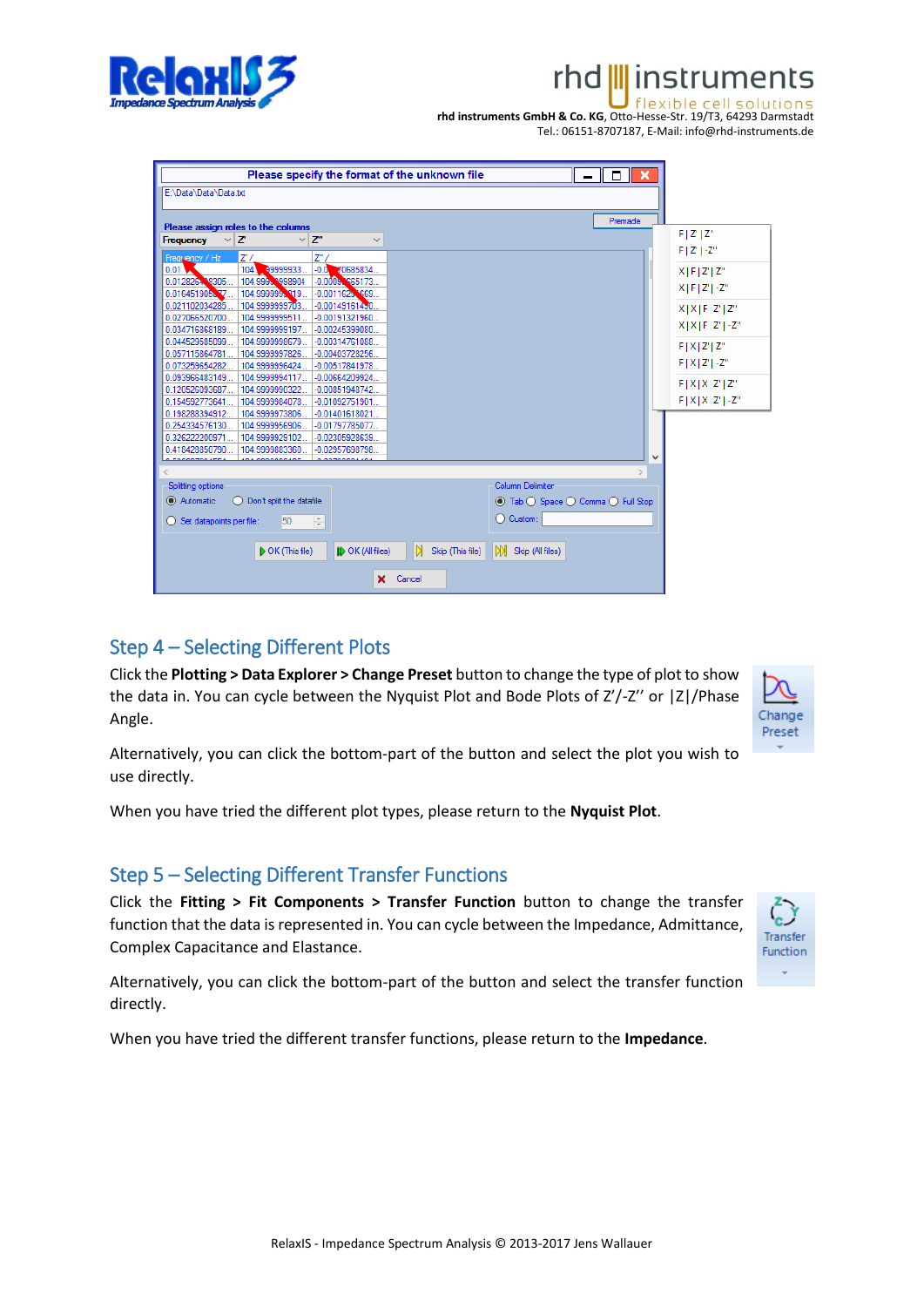## Step 4 – Selecting Different Plots

Click the **Plotting > Data Explorer > Change Preset** button to change the type of plot to show the data in. You can cycle between the Nyquist Plot and Bode Plots of Z'/-Z'' or |Z|/Phase Angle.

Alternatively, you can click the bottom-part of the button and select the plot you wish to use directly.

When you have tried the different plot types, please return to the **Nyquist Plot**.

## Step 5 – Selecting Different Transfer Functions

Click the **Fitting > Fit Components > Transfer Function** button to change the transfer function that the data is represented in. You can cycle between the Impedance, Admittance, Complex Capacitance and Elastance.

Alternatively, you can click the bottom-part of the button and select the transfer function directly.

When you have tried the different transfer functions, please return to the **Impedance**.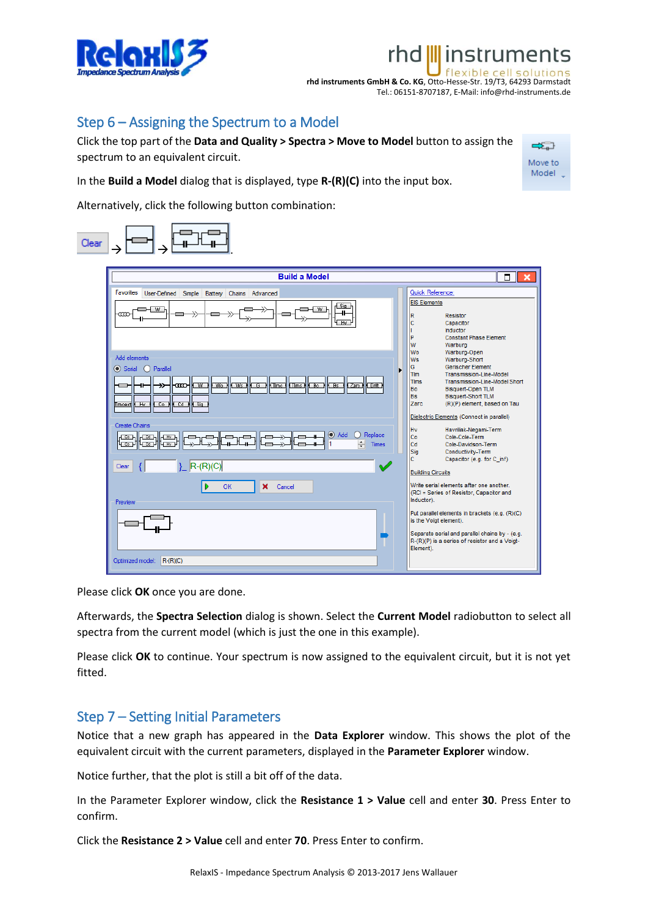## Step 6 – Assigning the Spectrum to a Model

Click the top part of the **Data and Quality > Spectra > Move to Model** button to assign the spectrum to an equivalent circuit.

In the **Build a Model** dialog that is displayed, type **R-(R)(C)** into the input box.

Alternatively, click the following button combination:

Please click **OK** once you are done.

Afterwards, the **Spectra Selection** dialog is shown. Select the **Current Model** radiobutton to select all spectra from the current model (which is just the one in this example).

Please click **OK** to continue. Your spectrum is now assigned to the equivalent circuit, but it is not yet fitted.

## Step 7 – Setting Initial Parameters

Notice that a new graph has appeared in the **Data Explorer** window. This shows the plot of the equivalent circuit with the current parameters, displayed in the **Parameter Explorer** window.

Notice further, that the plot is still a bit off of the data.

In the Parameter Explorer window, click the **Resistance 1 > Value** cell and enter **30**. Press Enter to confirm.

Click the **Resistance 2 > Value** cell and enter **70**. Press Enter to confirm.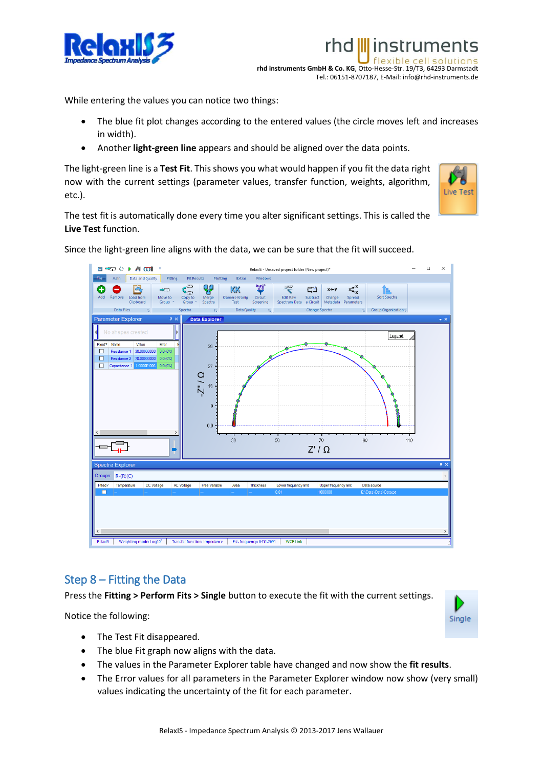While entering the values you can notice two things:

- The blue fit plot changes according to the entered values (the circle moves left and increases in width).
- Another **light-green line** appears and should be aligned over the data points.

The light-green line is a **Test Fit**. This shows you what would happen if you fit the data right now with the current settings (parameter values, transfer function, weights, algorithm, etc.).

The test fit is automatically done every time you alter significant settings. This is called the **Live Test** function.

Since the light-green line aligns with the data, we can be sure that the fit will succeed.

## Step 8 – Fitting the Data

Press the **Fitting > Perform Fits > Single** button to execute the fit with the current settings.

Notice the following:

- The Test Fit disappeared.
- The blue Fit graph now aligns with the data.
- The values in the Parameter Explorer table have changed and now show the **fit results**.
- The Error values for all parameters in the Parameter Explorer window now show (very small) values indicating the uncertainty of the fit for each parameter.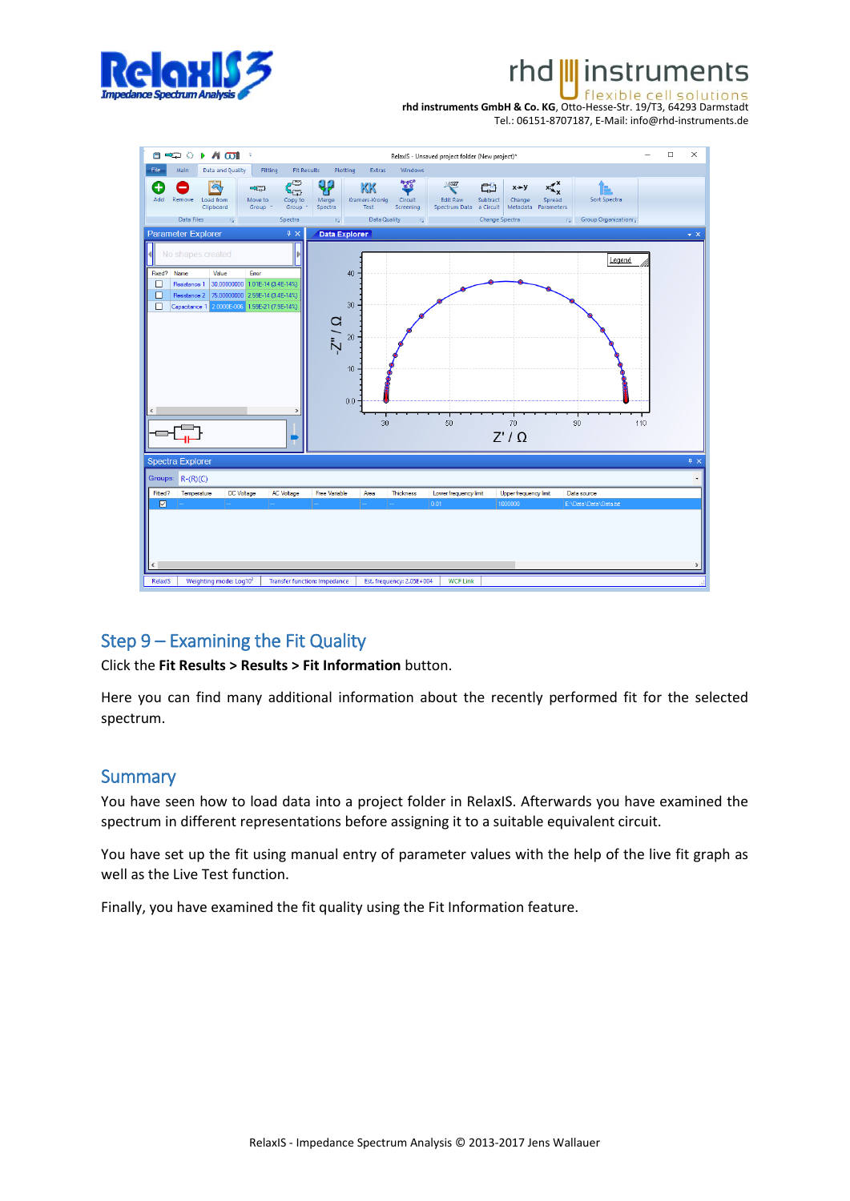## Step 9 – Examining the Fit Quality

Click the **Fit Results > Results > Fit Information** button.

Here you can find many additional information about the recently performed fit for the selected spectrum.

## Summary

You have seen how to load data into a project folder in RelaxIS. Afterwards you have examined the spectrum in different representations before assigning it to a suitable equivalent circuit.

You have set up the fit using manual entry of parameter values with the help of the live fit graph as well as the Live Test function.

Finally, you have examined the fit quality using the Fit Information feature.